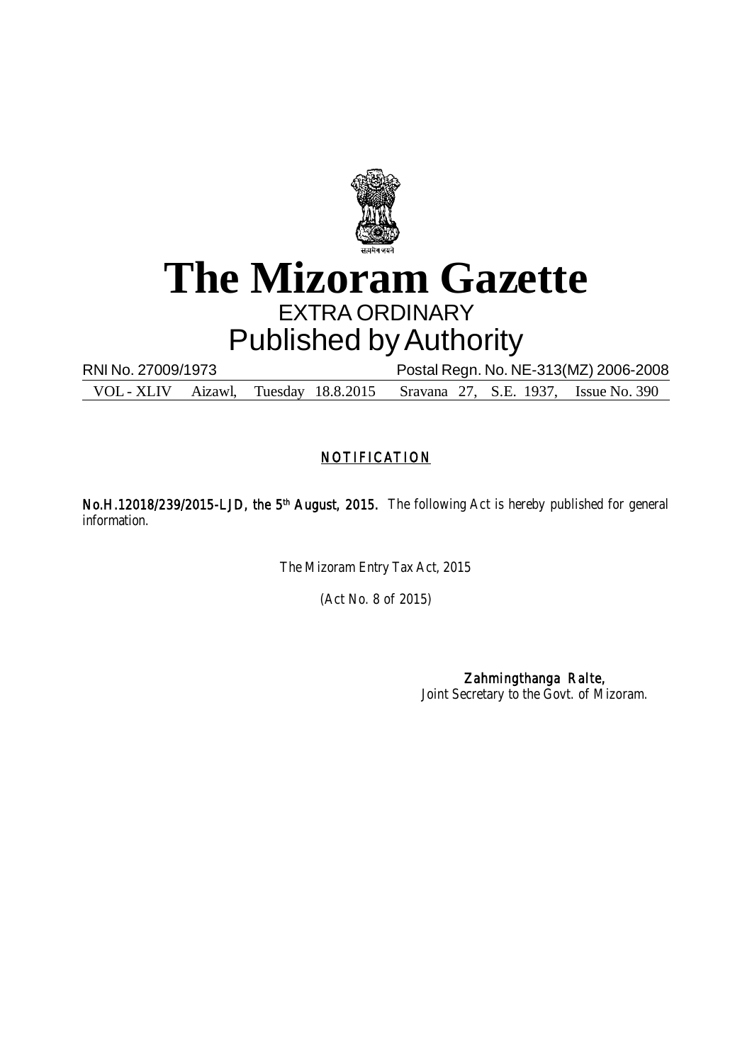# The Mizoram Gazette

EXTRA ORDINARY

Published by Authority

RNI No. 27009/1973 | Postal Regn. No. NE-313(MZ) 2006-2008

VOL - XLIV | Aizawl, | Tuesday 18.8.2015 | Sravana 27, S.E. 1937, | Issue No. 390

## NOTIFICATION

**No.H.12018/239/2015-LJD, the 5th August, 2015.** The following Act is hereby published for general information.

The Mizoram Entry Tax Act, 2015

(Act No. 8 of 2015)

**Zahmingthanga Ralte,**
Joint Secretary to the Govt. of Mizoram.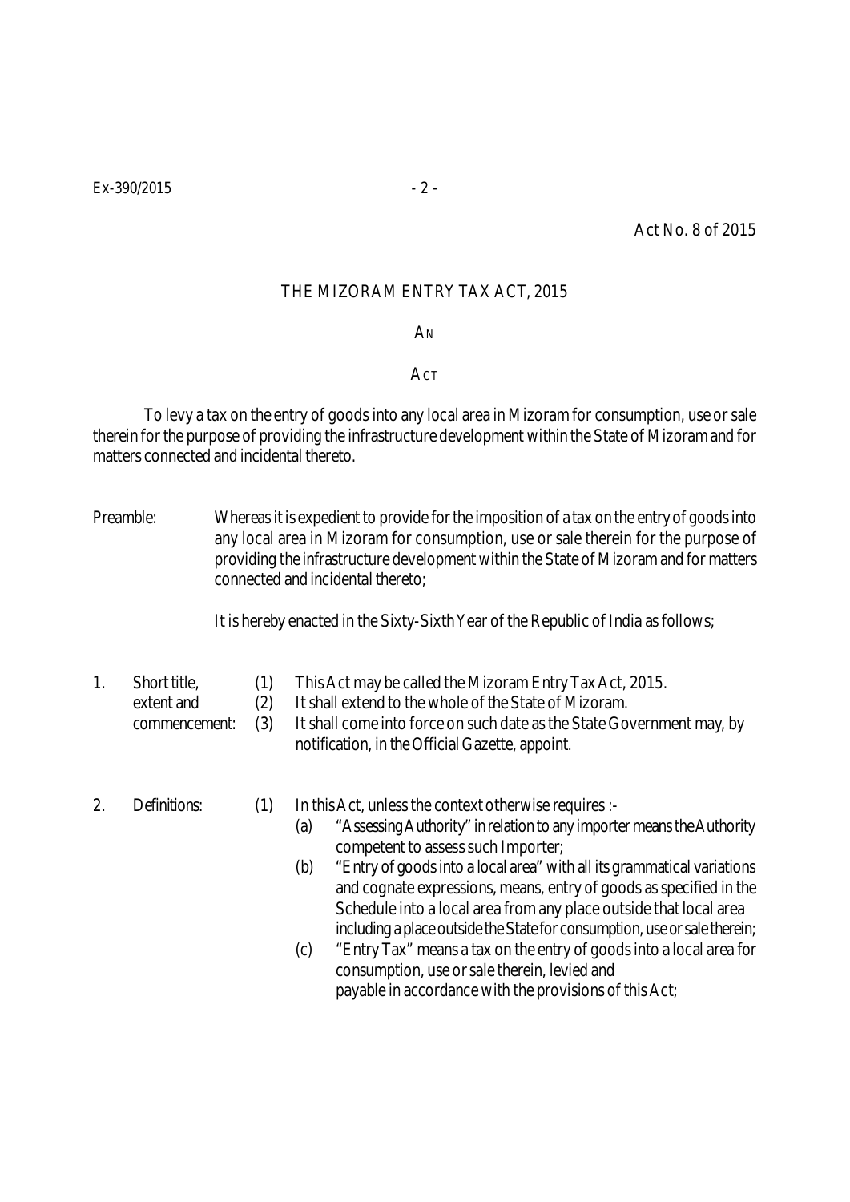Act No. 8 of 2015

# THE MIZORAM ENTRY TAX ACT, 2015

AN

ACT

To levy a tax on the entry of goods into any local area in Mizoram for consumption, use or sale therein for the purpose of providing the infrastructure development within the State of Mizoram and for matters connected and incidental thereto.

Preamble: Whereas it is expedient to provide for the imposition of a tax on the entry of goods into any local area in Mizoram for consumption, use or sale therein for the purpose of providing the infrastructure development within the State of Mizoram and for matters connected and incidental thereto;

It is hereby enacted in the Sixty-Sixth Year of the Republic of India as follows;

1. Short title, extent and commencement:
   (1) This Act may be called the Mizoram Entry Tax Act, 2015.
   (2) It shall extend to the whole of the State of Mizoram.
   (3) It shall come into force on such date as the State Government may, by notification, in the Official Gazette, appoint.

2. Definitions:
   (1) In this Act, unless the context otherwise requires :-
      (a) "Assessing Authority" in relation to any importer means the Authority competent to assess such Importer;
      (b) "Entry of goods into a local area" with all its grammatical variations and cognate expressions, means, entry of goods as specified in the Schedule into a local area from any place outside that local area including a place outside the State for consumption, use or sale therein;
      (c) "Entry Tax" means a tax on the entry of goods into a local area for consumption, use or sale therein, levied and payable in accordance with the provisions of this Act;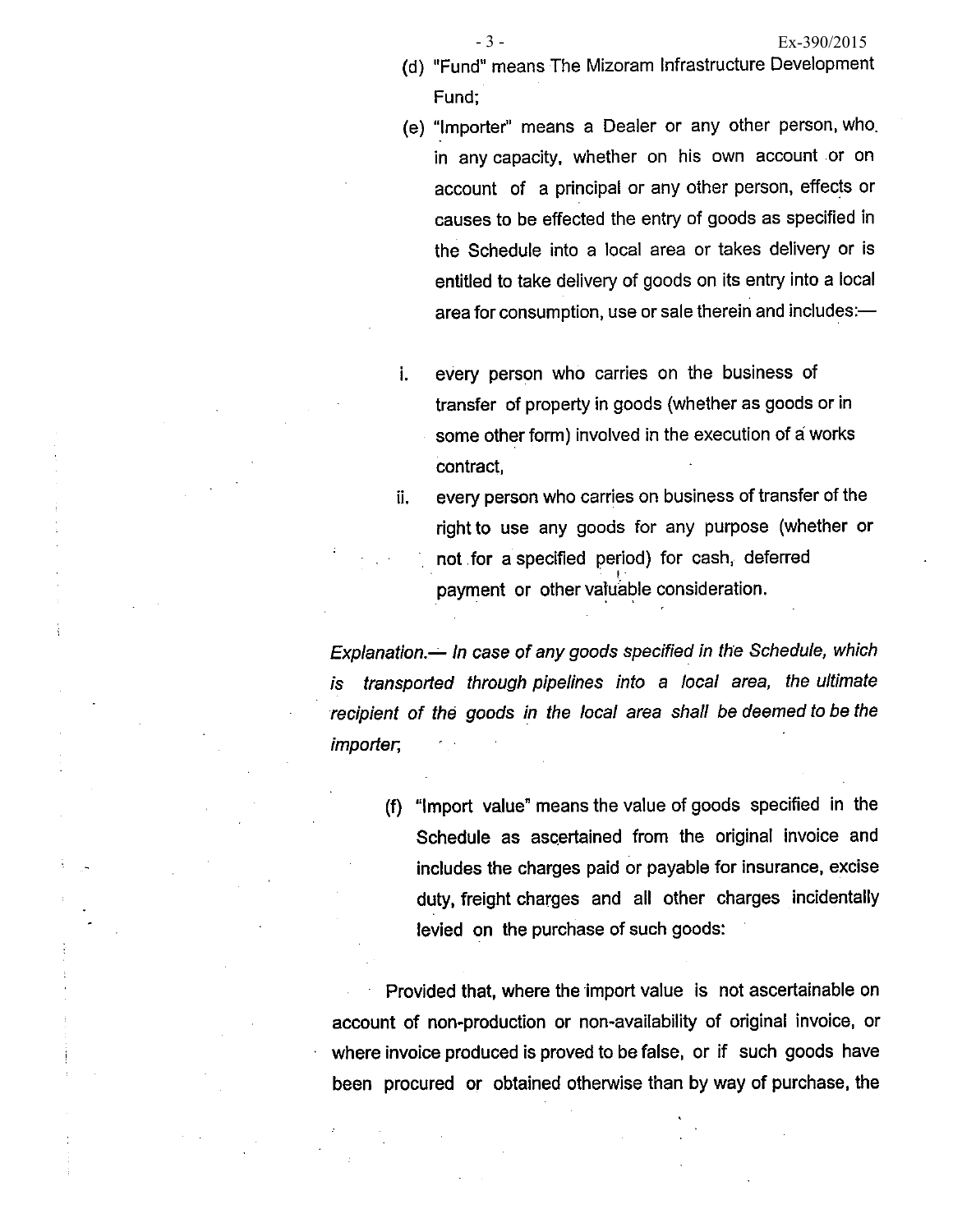(d) "Fund" means The Mizoram Infrastructure Development Fund;

(e) "Importer" means a Dealer or any other person, who in any capacity, whether on his own account or on account of a principal or any other person, effects or causes to be effected the entry of goods as specified in the Schedule into a local area or takes delivery or is entitled to take delivery of goods on its entry into a local area for consumption, use or sale therein and includes:—

i. every person who carries on the business of transfer of property in goods (whether as goods or in some other form) involved in the execution of a works contract,

ii. every person who carries on business of transfer of the right to use any goods for any purpose (whether or not for a specified period) for cash, deferred payment or other valuable consideration.

*Explanation.— In case of any goods specified in the Schedule, which is transported through pipelines into a local area, the ultimate recipient of the goods in the local area shall be deemed to be the importer;*

(f) "Import value" means the value of goods specified in the Schedule as ascertained from the original invoice and includes the charges paid or payable for insurance, excise duty, freight charges and all other charges incidentally levied on the purchase of such goods:

Provided that, where the import value is not ascertainable on account of non-production or non-availability of original invoice, or where invoice produced is proved to be false, or if such goods have been procured or obtained otherwise than by way of purchase, the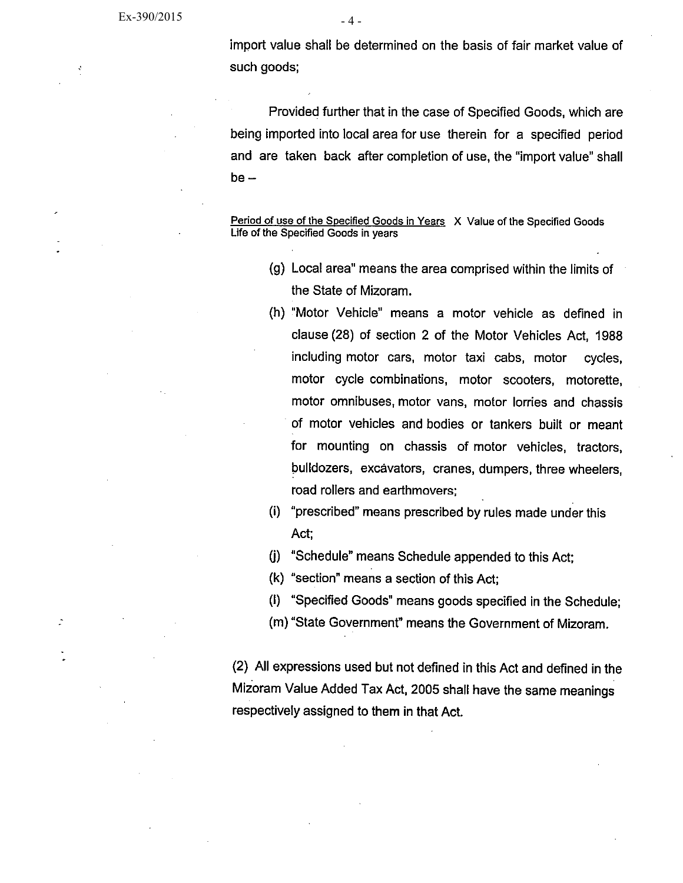import value shall be determined on the basis of fair market value of such goods;

Provided further that in the case of Specified Goods, which are being imported into local area for use therein for a specified period and are taken back after completion of use, the "import value" shall be –

$$\frac{\text{Period of use of the Specified Goods in Years}}{\text{Life of the Specified Goods in years}} \times \text{Value of the Specified Goods}$$

(g) Local area" means the area comprised within the limits of the State of Mizoram.

(h) "Motor Vehicle" means a motor vehicle as defined in clause (28) of section 2 of the Motor Vehicles Act, 1988 including motor cars, motor taxi cabs, motor cycles, motor cycle combinations, motor scooters, motorette, motor omnibuses, motor vans, motor lorries and chassis of motor vehicles and bodies or tankers built or meant for mounting on chassis of motor vehicles, tractors, bulldozers, excavators, cranes, dumpers, three wheelers, road rollers and earthmovers;

(i) "prescribed" means prescribed by rules made under this Act;

(j) "Schedule" means Schedule appended to this Act;

(k) "section" means a section of this Act;

(l) "Specified Goods" means goods specified in the Schedule;

(m) "State Government" means the Government of Mizoram.

(2) All expressions used but not defined in this Act and defined in the Mizoram Value Added Tax Act, 2005 shall have the same meanings respectively assigned to them in that Act.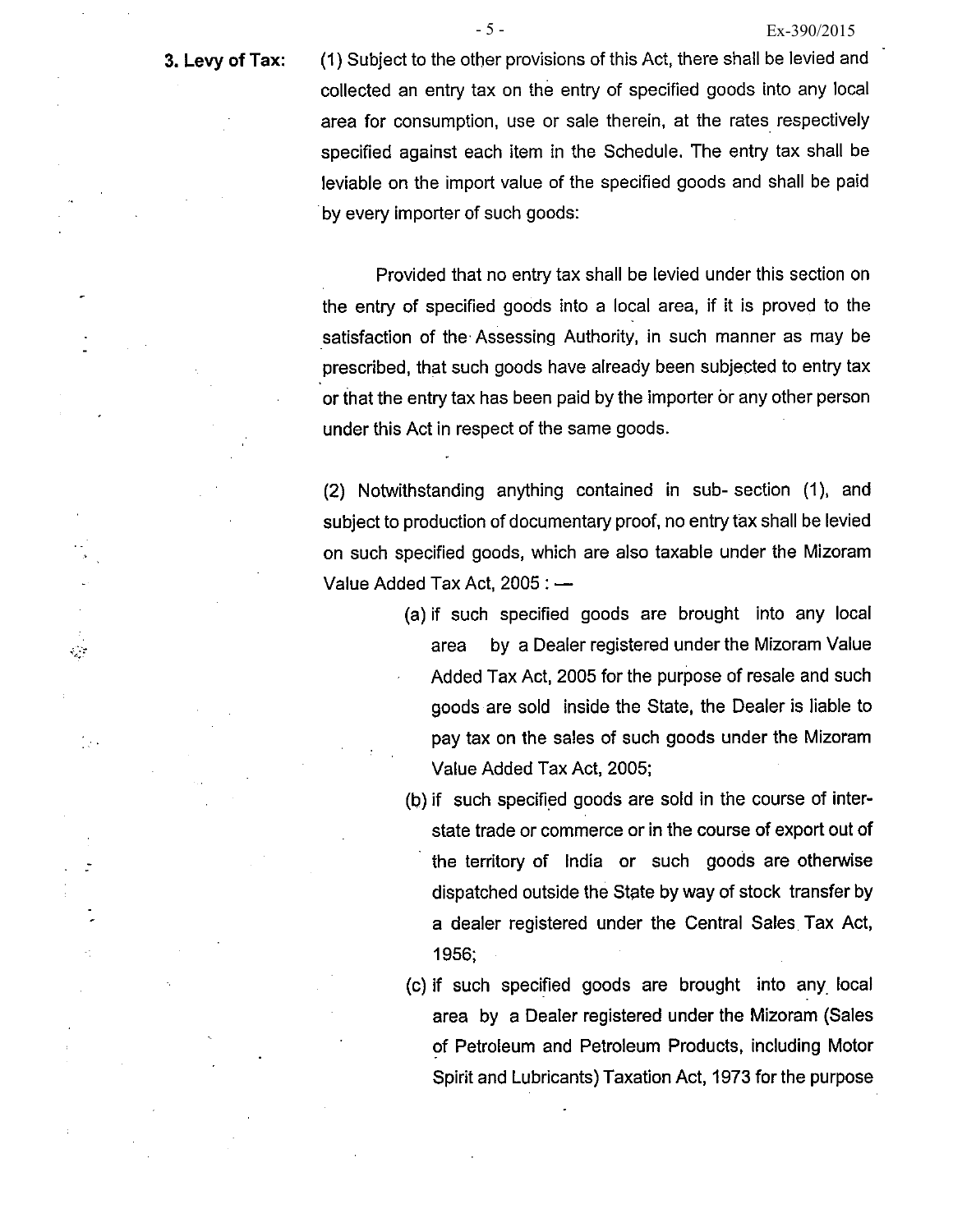**3. Levy of Tax:** (1) Subject to the other provisions of this Act, there shall be levied and collected an entry tax on the entry of specified goods into any local area for consumption, use or sale therein, at the rates respectively specified against each item in the Schedule. The entry tax shall be leviable on the import value of the specified goods and shall be paid by every importer of such goods:

Provided that no entry tax shall be levied under this section on the entry of specified goods into a local area, if it is proved to the satisfaction of the Assessing Authority, in such manner as may be prescribed, that such goods have already been subjected to entry tax or that the entry tax has been paid by the importer or any other person under this Act in respect of the same goods.

(2) Notwithstanding anything contained in sub- section (1), and subject to production of documentary proof, no entry tax shall be levied on such specified goods, which are also taxable under the Mizoram Value Added Tax Act, 2005 : —

(a) if such specified goods are brought into any local area by a Dealer registered under the Mizoram Value Added Tax Act, 2005 for the purpose of resale and such goods are sold inside the State, the Dealer is liable to pay tax on the sales of such goods under the Mizoram Value Added Tax Act, 2005;

(b) if such specified goods are sold in the course of inter-state trade or commerce or in the course of export out of the territory of India or such goods are otherwise dispatched outside the State by way of stock transfer by a dealer registered under the Central Sales Tax Act, 1956;

(c) if such specified goods are brought into any local area by a Dealer registered under the Mizoram (Sales of Petroleum and Petroleum Products, including Motor Spirit and Lubricants) Taxation Act, 1973 for the purpose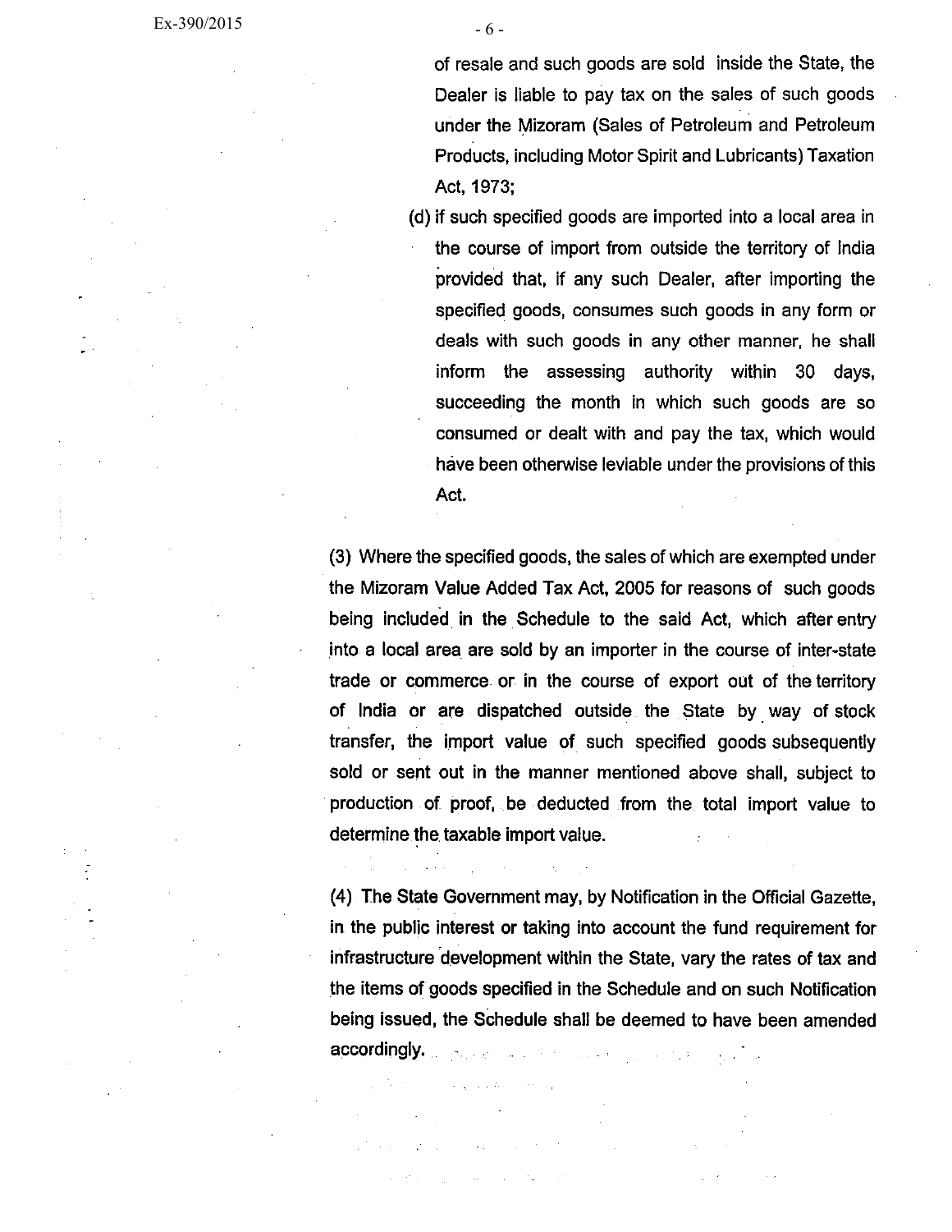of resale and such goods are sold inside the State, the Dealer is liable to pay tax on the sales of such goods under the Mizoram (Sales of Petroleum and Petroleum Products, including Motor Spirit and Lubricants) Taxation Act, 1973;

(d) if such specified goods are imported into a local area in the course of import from outside the territory of India provided that, if any such Dealer, after importing the specified goods, consumes such goods in any form or deals with such goods in any other manner, he shall inform the assessing authority within 30 days, succeeding the month in which such goods are so consumed or dealt with and pay the tax, which would have been otherwise leviable under the provisions of this Act.

(3) Where the specified goods, the sales of which are exempted under the Mizoram Value Added Tax Act, 2005 for reasons of such goods being included in the Schedule to the said Act, which after entry into a local area are sold by an importer in the course of inter-state trade or commerce or in the course of export out of the territory of India or are dispatched outside the State by way of stock transfer, the import value of such specified goods subsequently sold or sent out in the manner mentioned above shall, subject to production of proof, be deducted from the total import value to determine the taxable import value.

(4) The State Government may, by Notification in the Official Gazette, in the public interest or taking into account the fund requirement for infrastructure development within the State, vary the rates of tax and the items of goods specified in the Schedule and on such Notification being issued, the Schedule shall be deemed to have been amended accordingly.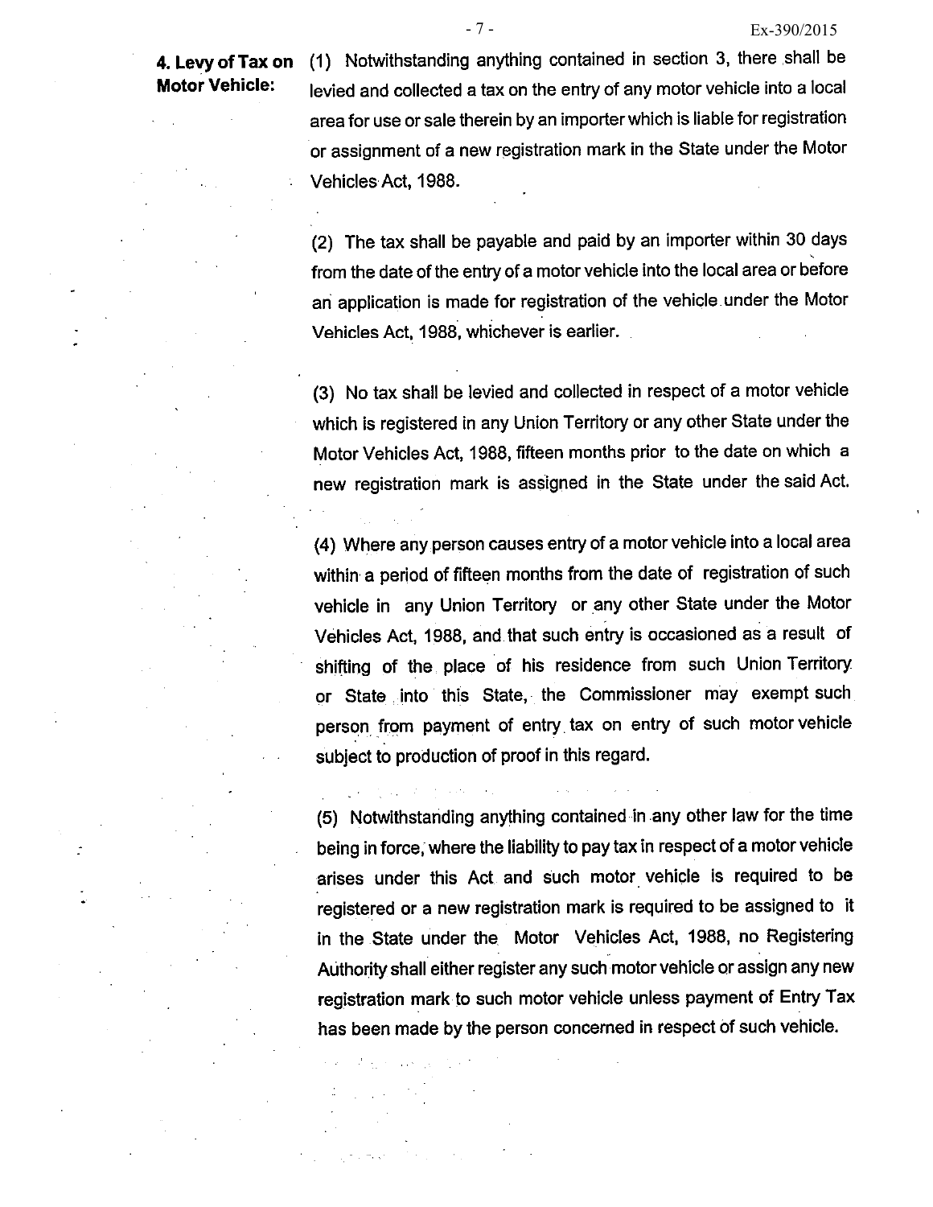**4. Levy of Tax on Motor Vehicle:**

(1) Notwithstanding anything contained in section 3, there shall be levied and collected a tax on the entry of any motor vehicle into a local area for use or sale therein by an importer which is liable for registration or assignment of a new registration mark in the State under the Motor Vehicles Act, 1988.

(2) The tax shall be payable and paid by an importer within 30 days from the date of the entry of a motor vehicle into the local area or before an application is made for registration of the vehicle under the Motor Vehicles Act, 1988, whichever is earlier.

(3) No tax shall be levied and collected in respect of a motor vehicle which is registered in any Union Territory or any other State under the Motor Vehicles Act, 1988, fifteen months prior to the date on which a new registration mark is assigned in the State under the said Act.

(4) Where any person causes entry of a motor vehicle into a local area within a period of fifteen months from the date of registration of such vehicle in any Union Territory or any other State under the Motor Vehicles Act, 1988, and that such entry is occasioned as a result of shifting of the place of his residence from such Union Territory or State into this State, the Commissioner may exempt such person from payment of entry tax on entry of such motor vehicle subject to production of proof in this regard.

(5) Notwithstanding anything contained in any other law for the time being in force, where the liability to pay tax in respect of a motor vehicle arises under this Act and such motor vehicle is required to be registered or a new registration mark is required to be assigned to it in the State under the Motor Vehicles Act, 1988, no Registering Authority shall either register any such motor vehicle or assign any new registration mark to such motor vehicle unless payment of Entry Tax has been made by the person concerned in respect of such vehicle.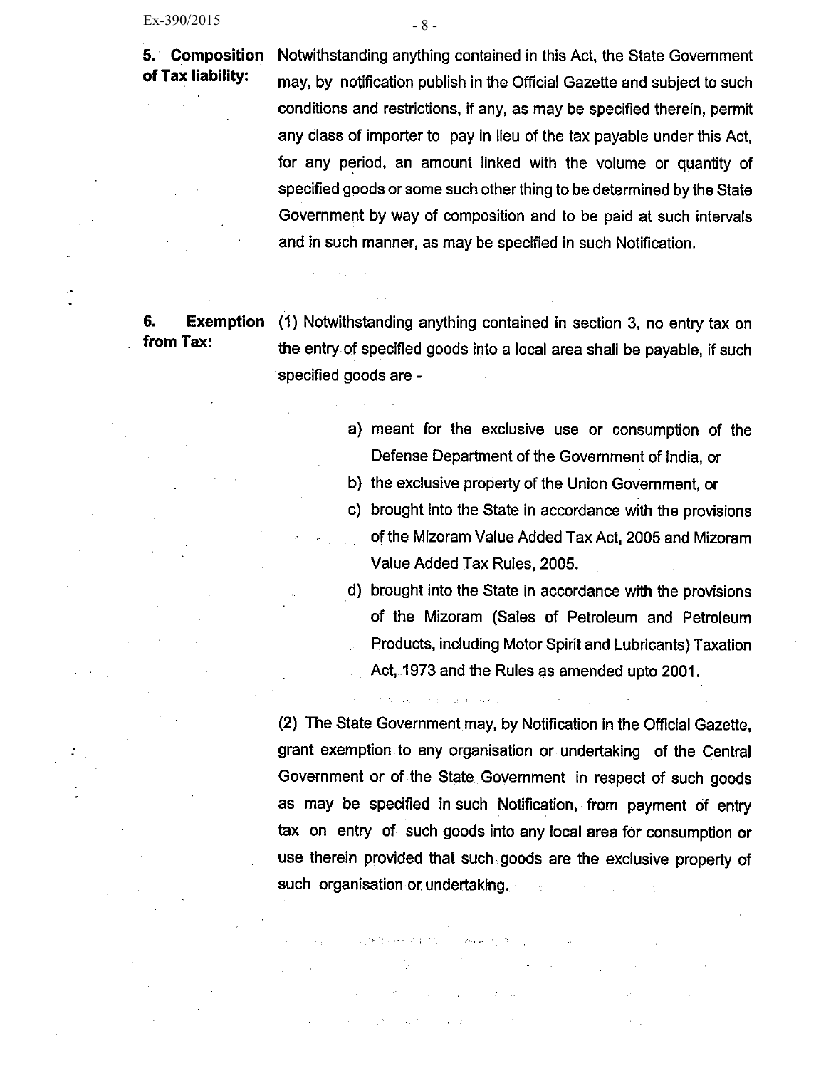**5. Composition of Tax liability:** Notwithstanding anything contained in this Act, the State Government may, by notification publish in the Official Gazette and subject to such conditions and restrictions, if any, as may be specified therein, permit any class of importer to pay in lieu of the tax payable under this Act, for any period, an amount linked with the volume or quantity of specified goods or some such other thing to be determined by the State Government by way of composition and to be paid at such intervals and in such manner, as may be specified in such Notification.

**6. Exemption from Tax:** (1) Notwithstanding anything contained in section 3, no entry tax on the entry of specified goods into a local area shall be payable, if such specified goods are -

a) meant for the exclusive use or consumption of the Defense Department of the Government of India, or
b) the exclusive property of the Union Government, or
c) brought into the State in accordance with the provisions of the Mizoram Value Added Tax Act, 2005 and Mizoram Value Added Tax Rules, 2005.
d) brought into the State in accordance with the provisions of the Mizoram (Sales of Petroleum and Petroleum Products, including Motor Spirit and Lubricants) Taxation Act, 1973 and the Rules as amended upto 2001.

(2) The State Government may, by Notification in the Official Gazette, grant exemption to any organisation or undertaking of the Central Government or of the State Government in respect of such goods as may be specified in such Notification, from payment of entry tax on entry of such goods into any local area for consumption or use therein provided that such goods are the exclusive property of such organisation or undertaking.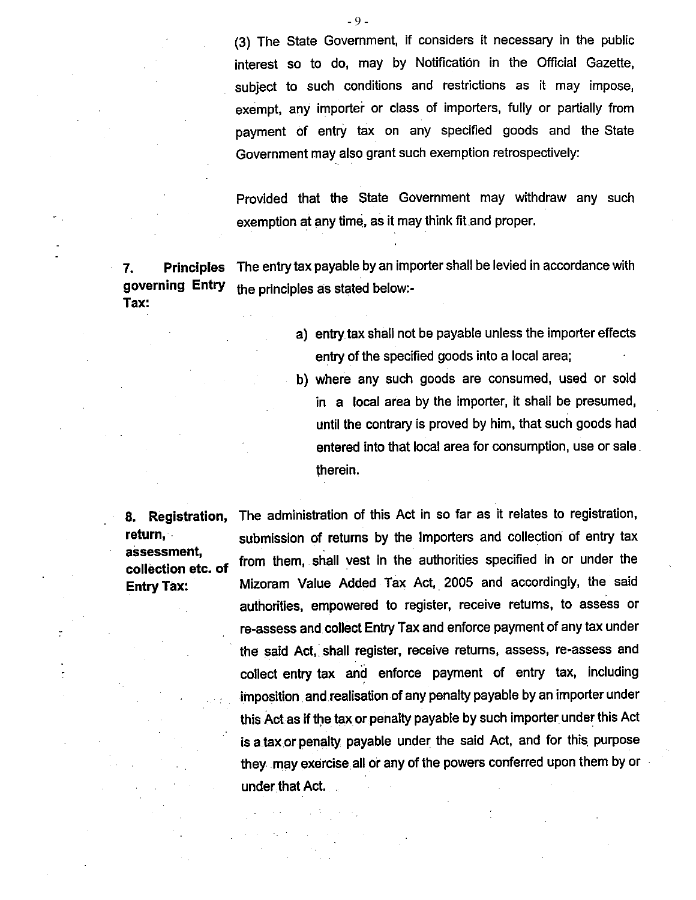(3) The State Government, if considers it necessary in the public interest so to do, may by Notification in the Official Gazette, subject to such conditions and restrictions as it may impose, exempt, any importer or class of importers, fully or partially from payment of entry tax on any specified goods and the State Government may also grant such exemption retrospectively:

Provided that the State Government may withdraw any such exemption at any time, as it may think fit and proper.

**7. Principles governing Entry Tax:** The entry tax payable by an importer shall be levied in accordance with the principles as stated below:-

a) entry tax shall not be payable unless the importer effects entry of the specified goods into a local area;

b) where any such goods are consumed, used or sold in a local area by the importer, it shall be presumed, until the contrary is proved by him, that such goods had entered into that local area for consumption, use or sale therein.

**8. Registration, return, assessment, collection etc. of Entry Tax:** The administration of this Act in so far as it relates to registration, submission of returns by the Importers and collection of entry tax from them, shall vest in the authorities specified in or under the Mizoram Value Added Tax Act, 2005 and accordingly, the said authorities, empowered to register, receive returns, to assess or re-assess and collect Entry Tax and enforce payment of any tax under the said Act, shall register, receive returns, assess, re-assess and collect entry tax and enforce payment of entry tax, including imposition and realisation of any penalty payable by an importer under this Act as if the tax or penalty payable by such importer under this Act is a tax or penalty payable under the said Act, and for this purpose they may exercise all or any of the powers conferred upon them by or under that Act.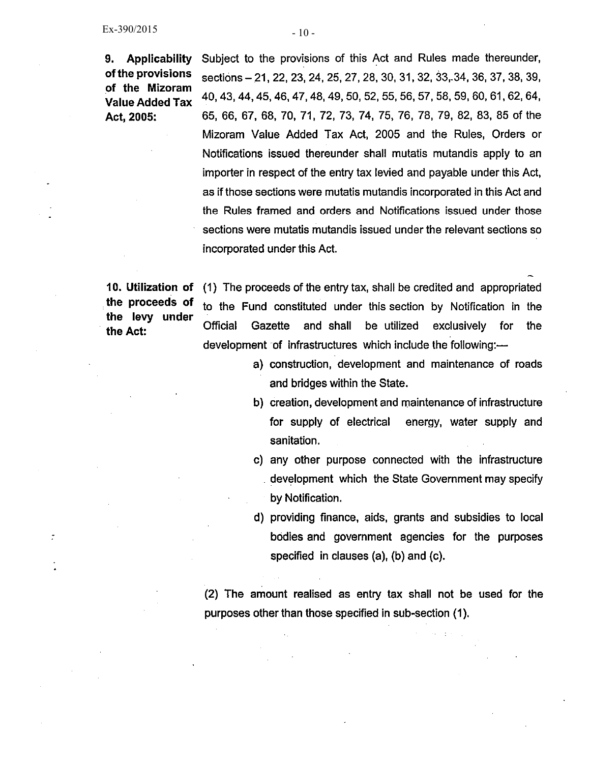**9. Applicability of the provisions of the Mizoram Value Added Tax Act, 2005:** Subject to the provisions of this Act and Rules made thereunder, sections – 21, 22, 23, 24, 25, 27, 28, 30, 31, 32, 33, 34, 36, 37, 38, 39, 40, 43, 44, 45, 46, 47, 48, 49, 50, 52, 55, 56, 57, 58, 59, 60, 61, 62, 64, 65, 66, 67, 68, 70, 71, 72, 73, 74, 75, 76, 78, 79, 82, 83, 85 of the Mizoram Value Added Tax Act, 2005 and the Rules, Orders or Notifications issued thereunder shall mutatis mutandis apply to an importer in respect of the entry tax levied and payable under this Act, as if those sections were mutatis mutandis incorporated in this Act and the Rules framed and orders and Notifications issued under those sections were mutatis mutandis issued under the relevant sections so incorporated under this Act.

**10. Utilization of the proceeds of the levy under the Act:** (1) The proceeds of the entry tax, shall be credited and appropriated to the Fund constituted under this section by Notification in the Official Gazette and shall be utilized exclusively for the development of infrastructures which include the following:—

a) construction, development and maintenance of roads and bridges within the State.

b) creation, development and maintenance of infrastructure for supply of electrical energy, water supply and sanitation.

c) any other purpose connected with the infrastructure development which the State Government may specify by Notification.

d) providing finance, aids, grants and subsidies to local bodies and government agencies for the purposes specified in clauses (a), (b) and (c).

(2) The amount realised as entry tax shall not be used for the purposes other than those specified in sub-section (1).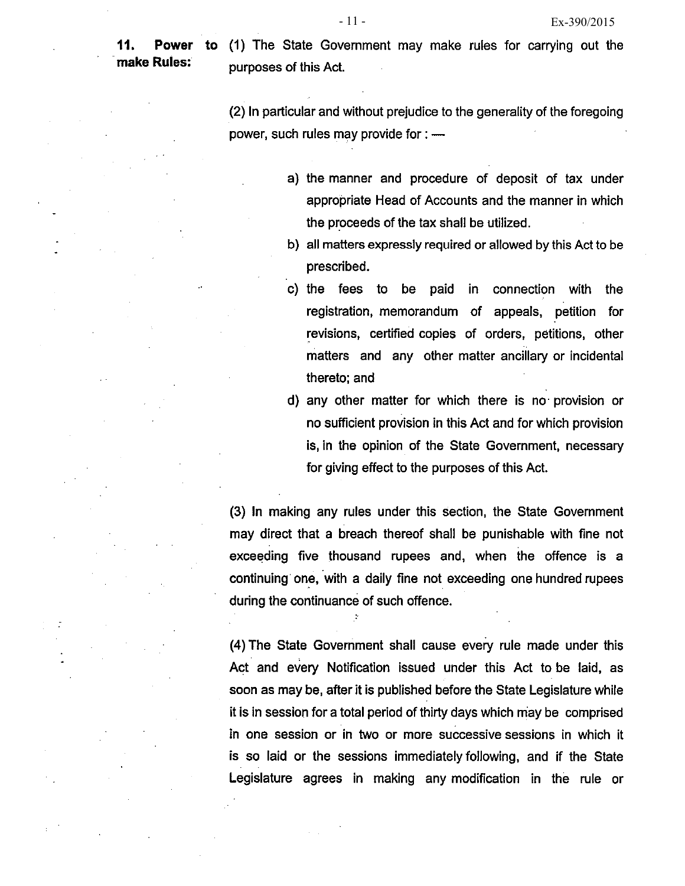**11. Power to make Rules:** (1) The State Government may make rules for carrying out the purposes of this Act.

(2) In particular and without prejudice to the generality of the foregoing power, such rules may provide for : —

a) the manner and procedure of deposit of tax under appropriate Head of Accounts and the manner in which the proceeds of the tax shall be utilized.

b) all matters expressly required or allowed by this Act to be prescribed.

c) the fees to be paid in connection with the registration, memorandum of appeals, petition for revisions, certified copies of orders, petitions, other matters and any other matter ancillary or incidental thereto; and

d) any other matter for which there is no provision or no sufficient provision in this Act and for which provision is, in the opinion of the State Government, necessary for giving effect to the purposes of this Act.

(3) In making any rules under this section, the State Government may direct that a breach thereof shall be punishable with fine not exceeding five thousand rupees and, when the offence is a continuing one, with a daily fine not exceeding one hundred rupees during the continuance of such offence.

(4) The State Government shall cause every rule made under this Act and every Notification issued under this Act to be laid, as soon as may be, after it is published before the State Legislature while it is in session for a total period of thirty days which may be comprised in one session or in two or more successive sessions in which it is so laid or the sessions immediately following, and if the State Legislature agrees in making any modification in the rule or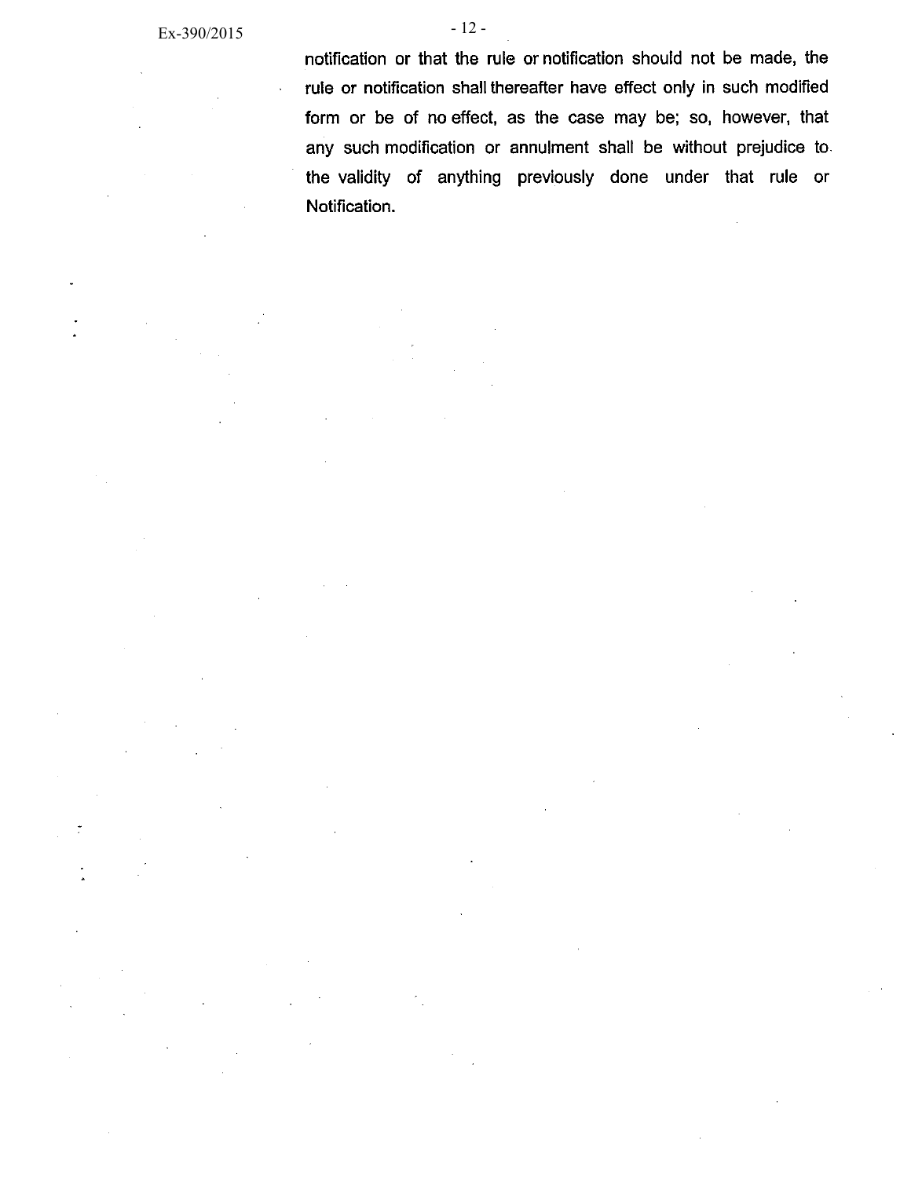notification or that the rule or notification should not be made, the rule or notification shall thereafter have effect only in such modified form or be of no effect, as the case may be; so, however, that any such modification or annulment shall be without prejudice to the validity of anything previously done under that rule or Notification.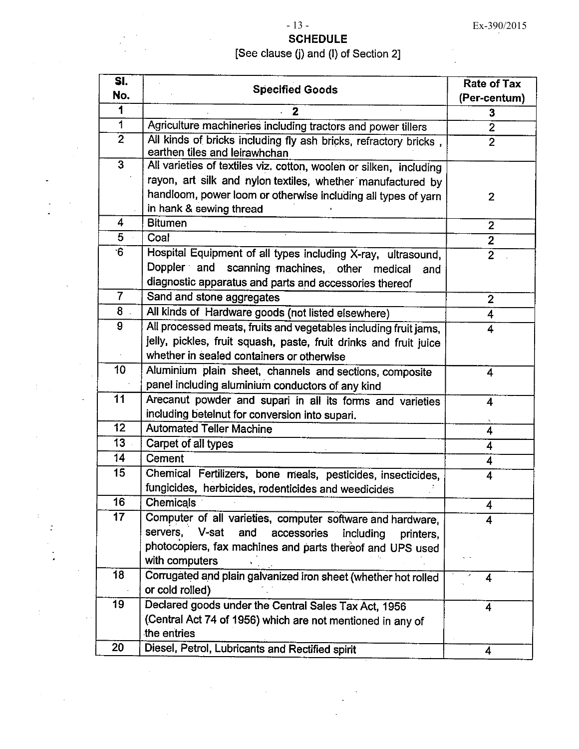## SCHEDULE

[See clause (j) and (l) of Section 2]

| Sl. No. | Specified Goods | Rate of Tax (Per-centum) |
|---|---|---|
| 1 | 2 | 3 |
| 1 | Agriculture machineries including tractors and power tillers | 2 |
| 2 | All kinds of bricks including fly ash bricks, refractory bricks , earthen tiles and leirawhchan | 2 |
| 3 | All varieties of textiles viz. cotton, woolen or silken, including rayon, art silk and nylon textiles, whether manufactured by handloom, power loom or otherwise including all types of yarn in hank & sewing thread | 2 |
| 4 | Bitumen | 2 |
| 5 | Coal | 2 |
| 6 | Hospital Equipment of all types including X-ray, ultrasound, Doppler and scanning machines, other medical and diagnostic apparatus and parts and accessories thereof | 2 |
| 7 | Sand and stone aggregates | 2 |
| 8 | All kinds of Hardware goods (not listed elsewhere) | 4 |
| 9 | All processed meats, fruits and vegetables including fruit jams, jelly, pickles, fruit squash, paste, fruit drinks and fruit juice whether in sealed containers or otherwise | 4 |
| 10 | Aluminium plain sheet, channels and sections, composite panel including aluminium conductors of any kind | 4 |
| 11 | Arecanut powder and supari in all its forms and varieties including betelnut for conversion into supari. | 4 |
| 12 | Automated Teller Machine | 4 |
| 13 | Carpet of all types | 4 |
| 14 | Cement | 4 |
| 15 | Chemical Fertilizers, bone meals, pesticides, insecticides, fungicides, herbicides, rodenticides and weedicides | 4 |
| 16 | Chemicals | 4 |
| 17 | Computer of all varieties, computer software and hardware, servers, V-sat and accessories including printers, photocopiers, fax machines and parts thereof and UPS used with computers | 4 |
| 18 | Corrugated and plain galvanized iron sheet (whether hot rolled or cold rolled) | 4 |
| 19 | Declared goods under the Central Sales Tax Act, 1956 (Central Act 74 of 1956) which are not mentioned in any of the entries | 4 |
| 20 | Diesel, Petrol, Lubricants and Rectified spirit | 4 |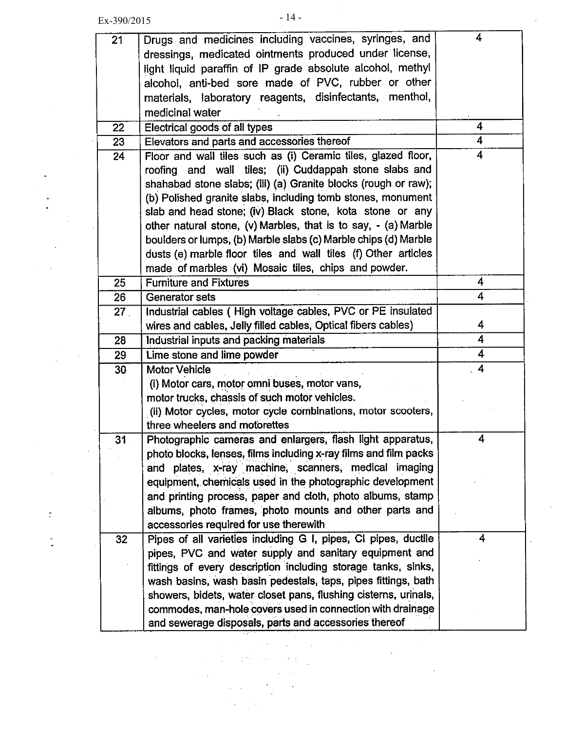| 21 | Drugs and medicines including vaccines, syringes, and dressings, medicated ointments produced under license, light liquid paraffin of IP grade absolute alcohol, methyl alcohol, anti-bed sore made of PVC, rubber or other materials, laboratory reagents, disinfectants, menthol, medicinal water | 4 |
|---|---|---|
| 22 | Electrical goods of all types | 4 |
| 23 | Elevators and parts and accessories thereof | 4 |
| 24 | Floor and wall tiles such as (i) Ceramic tiles, glazed floor, roofing and wall tiles; (ii) Cuddappah stone slabs and shahabad stone slabs; (iii) (a) Granite blocks (rough or raw); (b) Polished granite slabs, including tomb stones, monument slab and head stone; (iv) Black stone, kota stone or any other natural stone, (v) Marbles, that is to say, - (a) Marble boulders or lumps, (b) Marble slabs (c) Marble chips (d) Marble dusts (e) marble floor tiles and wall tiles (f) Other articles made of marbles (vi) Mosaic tiles, chips and powder. | 4 |
| 25 | Furniture and Fixtures | 4 |
| 26 | Generator sets | 4 |
| 27 | Industrial cables ( High voltage cables, PVC or PE insulated wires and cables, Jelly filled cables, Optical fibers cables) | 4 |
| 28 | Industrial inputs and packing materials | 4 |
| 29 | Lime stone and lime powder | 4 |
| 30 | Motor Vehicle<br>(i) Motor cars, motor omni buses, motor vans, motor trucks, chassis of such motor vehicles.<br>(ii) Motor cycles, motor cycle combinations, motor scooters, three wheelers and motorettes | 4 |
| 31 | Photographic cameras and enlargers, flash light apparatus, photo blocks, lenses, films including x-ray films and film packs and plates, x-ray machine, scanners, medical imaging equipment, chemicals used in the photographic development and printing process, paper and cloth, photo albums, stamp albums, photo frames, photo mounts and other parts and accessories required for use therewith | 4 |
| 32 | Pipes of all varieties including G I, pipes, CI pipes, ductile pipes, PVC and water supply and sanitary equipment and fittings of every description including storage tanks, sinks, wash basins, wash basin pedestals, taps, pipes fittings, bath showers, bidets, water closet pans, flushing cisterns, urinals, commodes, man-hole covers used in connection with drainage and sewerage disposals, parts and accessories thereof | 4 |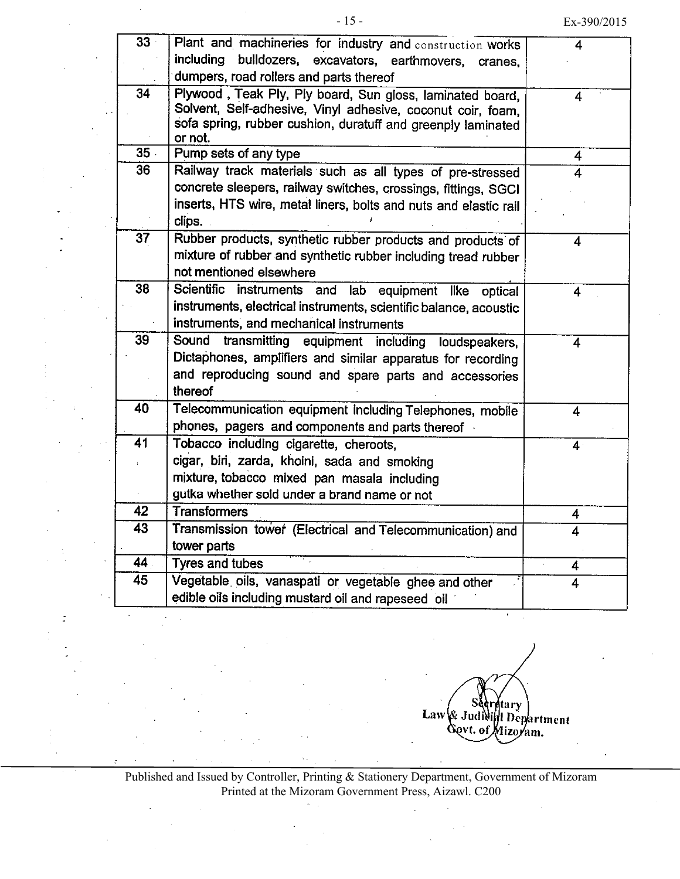| | | |
|---|---|---|
| 33 | Plant and machineries for industry and construction works including bulldozers, excavators, earthmovers, cranes, dumpers, road rollers and parts thereof | 4 |
| 34 | Plywood , Teak Ply, Ply board, Sun gloss, laminated board, Solvent, Self-adhesive, Vinyl adhesive, coconut coir, foam, sofa spring, rubber cushion, duratuff and greenply laminated or not. | 4 |
| 35 | Pump sets of any type | 4 |
| 36 | Railway track materials such as all types of pre-stressed concrete sleepers, railway switches, crossings, fittings, SGCI inserts, HTS wire, metal liners, bolts and nuts and elastic rail clips. | 4 |
| 37 | Rubber products, synthetic rubber products and products of mixture of rubber and synthetic rubber including tread rubber not mentioned elsewhere | 4 |
| 38 | Scientific instruments and lab equipment like optical instruments, electrical instruments, scientific balance, acoustic instruments, and mechanical instruments | 4 |
| 39 | Sound transmitting equipment including loudspeakers, Dictaphones, amplifiers and similar apparatus for recording and reproducing sound and spare parts and accessories thereof | 4 |
| 40 | Telecommunication equipment including Telephones, mobile phones, pagers and components and parts thereof | 4 |
| 41 | Tobacco including cigarette, cheroots, cigar, biri, zarda, khoini, sada and smoking mixture, tobacco mixed pan masala including gutka whether sold under a brand name or not | 4 |
| 42 | Transformers | 4 |
| 43 | Transmission tower (Electrical and Telecommunication) and tower parts | 4 |
| 44 | Tyres and tubes | 4 |
| 45 | Vegetable oils, vanaspati or vegetable ghee and other edible oils including mustard oil and rapeseed oil | 4 |

Secretary
Law & Judicial Department
Govt. of Mizoram.

Published and Issued by Controller, Printing & Stationery Department, Government of Mizoram
Printed at the Mizoram Government Press, Aizawl. C200